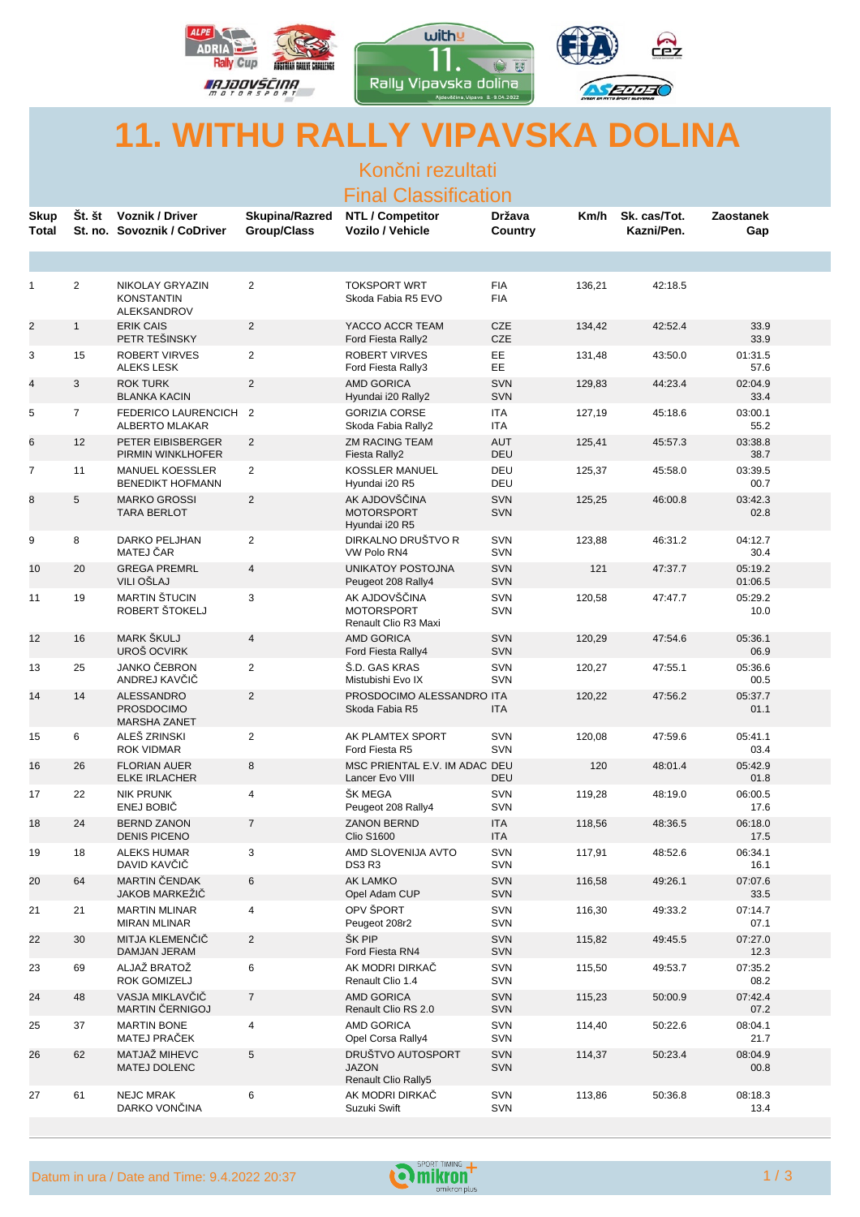# 11. WITHU RALLY VIPAVSKA DOLINA

## Končni rezultati
## Final Classification

| Skup Total | Št. št St. no. | Voznik / Driver Sovoznik / CoDriver | Skupina/Razred Group/Class | NTL / Competitor Vozilo / Vehicle | Država Country | Km/h | Sk. cas/Tot. Kazni/Pen. | Zaostanek Gap |
|---|---|---|---|---|---|---|---|---|
| 1 | 2 | NIKOLAY GRYAZIN KONSTANTIN ALEKSANDROV | 2 | TOKSPORT WRT Skoda Fabia R5 EVO | FIA FIA | 136,21 | 42:18.5 | |
| 2 | 1 | ERIK CAIS PETR TEŠINSKY | 2 | YACCO ACCR TEAM Ford Fiesta Rally2 | CZE CZE | 134,42 | 42:52.4 | 33.9 33.9 |
| 3 | 15 | ROBERT VIRVES ALEKS LESK | 2 | ROBERT VIRVES Ford Fiesta Rally3 | EE EE | 131,48 | 43:50.0 | 01:31.5 57.6 |
| 4 | 3 | ROK TURK BLANKA KACIN | 2 | AMD GORICA Hyundai i20 Rally2 | SVN SVN | 129,83 | 44:23.4 | 02:04.9 33.4 |
| 5 | 7 | FEDERICO LAURENCICH ALBERTO MLAKAR | 2 | GORIZIA CORSE Skoda Fabia Rally2 | ITA ITA | 127,19 | 45:18.6 | 03:00.1 55.2 |
| 6 | 12 | PETER EIBISBERGER PIRMIN WINKLHOFER | 2 | ZM RACING TEAM Fiesta Rally2 | AUT DEU | 125,41 | 45:57.3 | 03:38.8 38.7 |
| 7 | 11 | MANUEL KOESSLER BENEDIKT HOFMANN | 2 | KOSSLER MANUEL Hyundai i20 R5 | DEU DEU | 125,37 | 45:58.0 | 03:39.5 00.7 |
| 8 | 5 | MARKO GROSSI TARA BERLOT | 2 | AK AJDOVŠČINA MOTORSPORT Hyundai i20 R5 | SVN SVN | 125,25 | 46:00.8 | 03:42.3 02.8 |
| 9 | 8 | DARKO PELJHAN MATEJ ČAR | 2 | DIRKALNO DRUŠTVO R VW Polo RN4 | SVN SVN | 123,88 | 46:31.2 | 04:12.7 30.4 |
| 10 | 20 | GREGA PREMRL VILI OŠLAJ | 4 | UNIKATOY POSTOJNA Peugeot 208 Rally4 | SVN SVN | 121 | 47:37.7 | 05:19.2 01:06.5 |
| 11 | 19 | MARTIN ŠTUCIN ROBERT ŠTOKELJ | 3 | AK AJDOVŠČINA MOTORSPORT Renault Clio R3 Maxi | SVN SVN | 120,58 | 47:47.7 | 05:29.2 10.0 |
| 12 | 16 | MARK ŠKULJ UROŠ OCVIRK | 4 | AMD GORICA Ford Fiesta Rally4 | SVN SVN | 120,29 | 47:54.6 | 05:36.1 06.9 |
| 13 | 25 | JANKO ČEBRON ANDREJ KAVČIČ | 2 | Š.D. GAS KRAS Mistubishi Evo IX | SVN SVN | 120,27 | 47:55.1 | 05:36.6 00.5 |
| 14 | 14 | ALESSANDRO PROSDOCIMO MARSHA ZANET | 2 | PROSDOCIMO ALESSANDRO Skoda Fabia R5 | ITA ITA | 120,22 | 47:56.2 | 05:37.7 01.1 |
| 15 | 6 | ALEŠ ZRINSKI ROK VIDMAR | 2 | AK PLAMTEX SPORT Ford Fiesta R5 | SVN SVN | 120,08 | 47:59.6 | 05:41.1 03.4 |
| 16 | 26 | FLORIAN AUER ELKE IRLACHER | 8 | MSC PRIENTAL E.V. IM ADAC Lancer Evo VIII | DEU DEU | 120 | 48:01.4 | 05:42.9 01.8 |
| 17 | 22 | NIK PRUNK ENEJ BOBIČ | 4 | ŠK MEGA Peugeot 208 Rally4 | SVN SVN | 119,28 | 48:19.0 | 06:00.5 17.6 |
| 18 | 24 | BERND ZANON DENIS PICENO | 7 | ZANON BERND Clio S1600 | ITA ITA | 118,56 | 48:36.5 | 06:18.0 17.5 |
| 19 | 18 | ALEKS HUMAR DAVID KAVČIČ | 3 | AMD SLOVENIJA AVTO DS3 R3 | SVN SVN | 117,91 | 48:52.6 | 06:34.1 16.1 |
| 20 | 64 | MARTIN ČENDAK JAKOB MARKEŽIČ | 6 | AK LAMKO Opel Adam CUP | SVN SVN | 116,58 | 49:26.1 | 07:07.6 33.5 |
| 21 | 21 | MARTIN MLINAR MIRAN MLINAR | 4 | OPV ŠPORT Peugeot 208r2 | SVN SVN | 116,30 | 49:33.2 | 07:14.7 07.1 |
| 22 | 30 | MITJA KLEMENČIČ DAMJAN JERAM | 2 | ŠK PIP Ford Fiesta RN4 | SVN SVN | 115,82 | 49:45.5 | 07:27.0 12.3 |
| 23 | 69 | ALJAŽ BRATOŽ ROK GOMIZELJ | 6 | AK MODRI DIRKAČ Renault Clio 1.4 | SVN SVN | 115,50 | 49:53.7 | 07:35.2 08.2 |
| 24 | 48 | VASJA MIKLAVČIČ MARTIN ČERNIGOJ | 7 | AMD GORICA Renault Clio RS 2.0 | SVN SVN | 115,23 | 50:00.9 | 07:42.4 07.2 |
| 25 | 37 | MARTIN BONE MATEJ PRAČEK | 4 | AMD GORICA Opel Corsa Rally4 | SVN SVN | 114,40 | 50:22.6 | 08:04.1 21.7 |
| 26 | 62 | MATJAŽ MIHEVC MATEJ DOLENC | 5 | DRUŠTVO AUTOSPORT JAZON Renault Clio Rally5 | SVN SVN | 114,37 | 50:23.4 | 08:04.9 00.8 |
| 27 | 61 | NEJC MRAK DARKO VONČINA | 6 | AK MODRI DIRKAČ Suzuki Swift | SVN SVN | 113,86 | 50:36.8 | 08:18.3 13.4 |

Datum in ura / Date and Time: 9.4.2022 20:37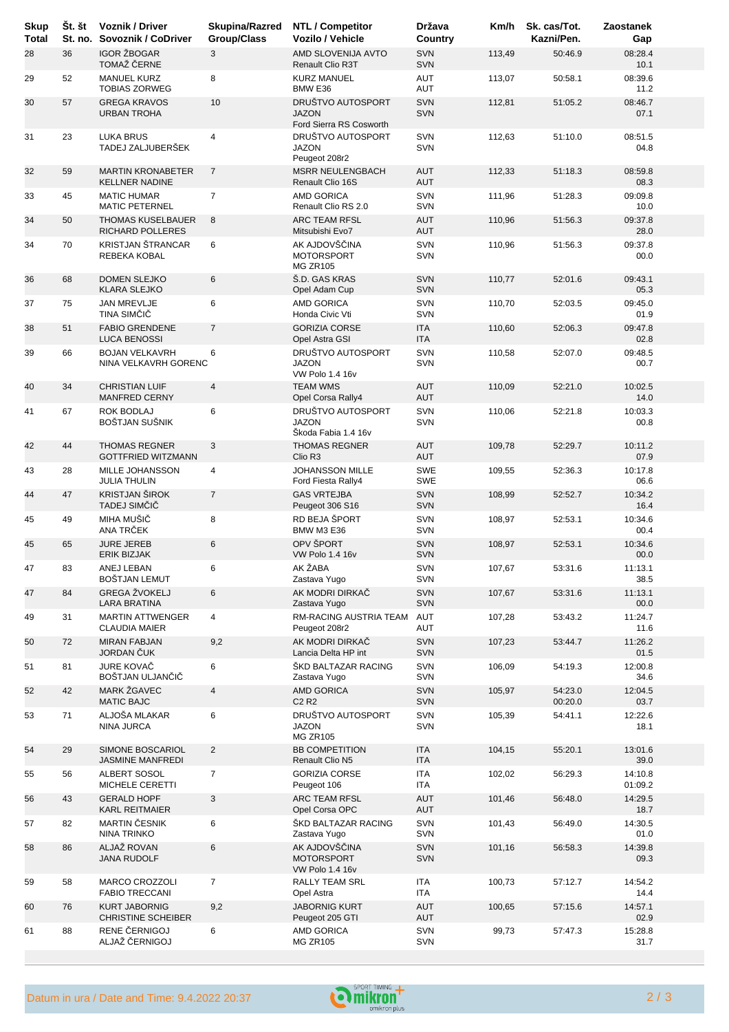| Skup Total | Št. št St. no. | Voznik / Driver Sovoznik / CoDriver | Skupina/Razred Group/Class | NTL / Competitor Vozilo / Vehicle | Država Country | Km/h | Sk. cas/Tot. Kazni/Pen. | Zaostanek Gap |
|---|---|---|---|---|---|---|---|---|
| 28 | 36 | IGOR ŽBOGAR TOMAŽ ČERNE | 3 | AMD SLOVENIJA AVTO Renault Clio R3T | SVN SVN | 113,49 | 50:46.9 | 08:28.4 10.1 |
| 29 | 52 | MANUEL KURZ TOBIAS ZORWEG | 8 | KURZ MANUEL BMW E36 | AUT AUT | 113,07 | 50:58.1 | 08:39.6 11.2 |
| 30 | 57 | GREGA KRAVOS URBAN TROHA | 10 | DRUŠTVO AUTOSPORT JAZON Ford Sierra RS Cosworth | SVN SVN | 112,81 | 51:05.2 | 08:46.7 07.1 |
| 31 | 23 | LUKA BRUS TADEJ ZALJUBERŠEK | 4 | DRUŠTVO AUTOSPORT JAZON Peugeot 208r2 | SVN SVN | 112,63 | 51:10.0 | 08:51.5 04.8 |
| 32 | 59 | MARTIN KRONABETER KELLNER NADINE | 7 | MSRR NEULENGBACH Renault Clio 16S | AUT AUT | 112,33 | 51:18.3 | 08:59.8 08.3 |
| 33 | 45 | MATIC HUMAR MATIC PETERNEL | 7 | AMD GORICA Renault Clio RS 2.0 | SVN SVN | 111,96 | 51:28.3 | 09:09.8 10.0 |
| 34 | 50 | THOMAS KUSELBAUER RICHARD POLLERES | 8 | ARC TEAM RFSL Mitsubishi Evo7 | AUT AUT | 110,96 | 51:56.3 | 09:37.8 28.0 |
| 34 | 70 | KRISTJAN ŠTRANCAR REBEKA KOBAL | 6 | AK AJDOVŠČINA MOTORSPORT MG ZR105 | SVN SVN | 110,96 | 51:56.3 | 09:37.8 00.0 |
| 36 | 68 | DOMEN SLEJKO KLARA SLEJKO | 6 | Š.D. GAS KRAS Opel Adam Cup | SVN SVN | 110,77 | 52:01.6 | 09:43.1 05.3 |
| 37 | 75 | JAN MREVLJE TINA SIMČIČ | 6 | AMD GORICA Honda Civic Vti | SVN SVN | 110,70 | 52:03.5 | 09:45.0 01.9 |
| 38 | 51 | FABIO GRENDENE LUCA BENOSSI | 7 | GORIZIA CORSE Opel Astra GSI | ITA ITA | 110,60 | 52:06.3 | 09:47.8 02.8 |
| 39 | 66 | BOJAN VELKAVRH NINA VELKAVRH GORENC | 6 | DRUŠTVO AUTOSPORT JAZON VW Polo 1.4 16v | SVN SVN | 110,58 | 52:07.0 | 09:48.5 00.7 |
| 40 | 34 | CHRISTIAN LUIF MANFRED CERNY | 4 | TEAM WMS Opel Corsa Rally4 | AUT AUT | 110,09 | 52:21.0 | 10:02.5 14.0 |
| 41 | 67 | ROK BODLAJ BOŠTJAN SUŠNIK | 6 | DRUŠTVO AUTOSPORT JAZON Škoda Fabia 1.4 16v | SVN SVN | 110,06 | 52:21.8 | 10:03.3 00.8 |
| 42 | 44 | THOMAS REGNER GOTTFRIED WITZMANN | 3 | THOMAS REGNER Clio R3 | AUT AUT | 109,78 | 52:29.7 | 10:11.2 07.9 |
| 43 | 28 | MILLE JOHANSSON JULIA THULIN | 4 | JOHANSSON MILLE Ford Fiesta Rally4 | SWE SWE | 109,55 | 52:36.3 | 10:17.8 06.6 |
| 44 | 47 | KRISTJAN ŠIROK TADEJ SIMČIČ | 7 | GAS VRTEJBA Peugeot 306 S16 | SVN SVN | 108,99 | 52:52.7 | 10:34.2 16.4 |
| 45 | 49 | MIHA MUŠIČ ANA TRČEK | 8 | RD BEJA ŠPORT BMW M3 E36 | SVN SVN | 108,97 | 52:53.1 | 10:34.6 00.4 |
| 45 | 65 | JURE JEREB ERIK BIZJAK | 6 | OPV ŠPORT VW Polo 1.4 16v | SVN SVN | 108,97 | 52:53.1 | 10:34.6 00.0 |
| 47 | 83 | ANEJ LEBAN BOŠTJAN LEMUT | 6 | AK ŽABA Zastava Yugo | SVN SVN | 107,67 | 53:31.6 | 11:13.1 38.5 |
| 47 | 84 | GREGA ŽVOKELJ LARA BRATINA | 6 | AK MODRI DIRKAČ Zastava Yugo | SVN SVN | 107,67 | 53:31.6 | 11:13.1 00.0 |
| 49 | 31 | MARTIN ATTWENGER CLAUDIA MAIER | 4 | RM-RACING AUSTRIA TEAM Peugeot 208r2 | AUT AUT | 107,28 | 53:43.2 | 11:24.7 11.6 |
| 50 | 72 | MIRAN FABJAN JORDAN ČUK | 9,2 | AK MODRI DIRKAČ Lancia Delta HP int | SVN SVN | 107,23 | 53:44.7 | 11:26.2 01.5 |
| 51 | 81 | JURE KOVAČ BOŠTJAN ULJANČIČ | 6 | ŠKD BALTAZAR RACING Zastava Yugo | SVN SVN | 106,09 | 54:19.3 | 12:00.8 34.6 |
| 52 | 42 | MARK ŽGAVEC MATIC BAJC | 4 | AMD GORICA C2 R2 | SVN SVN | 105,97 | 54:23.0 00:20.0 | 12:04.5 03.7 |
| 53 | 71 | ALJOŠA MLAKAR NINA JURCA | 6 | DRUŠTVO AUTOSPORT JAZON MG ZR105 | SVN SVN | 105,39 | 54:41.1 | 12:22.6 18.1 |
| 54 | 29 | SIMONE BOSCARIOL JASMINE MANFREDI | 2 | BB COMPETITION Renault Clio N5 | ITA ITA | 104,15 | 55:20.1 | 13:01.6 39.0 |
| 55 | 56 | ALBERT SOSOL MICHELE CERETTI | 7 | GORIZIA CORSE Peugeot 106 | ITA ITA | 102,02 | 56:29.3 | 14:10.8 01:09.2 |
| 56 | 43 | GERALD HOPF KARL REITMAIER | 3 | ARC TEAM RFSL Opel Corsa OPC | AUT AUT | 101,46 | 56:48.0 | 14:29.5 18.7 |
| 57 | 82 | MARTIN ČESNIK NINA TRINKO | 6 | ŠKD BALTAZAR RACING Zastava Yugo | SVN SVN | 101,43 | 56:49.0 | 14:30.5 01.0 |
| 58 | 86 | ALJAŽ ROVAN JANA RUDOLF | 6 | AK AJDOVŠČINA MOTORSPORT VW Polo 1.4 16v | SVN SVN | 101,16 | 56:58.3 | 14:39.8 09.3 |
| 59 | 58 | MARCO CROZZOLI FABIO TRECCANI | 7 | RALLY TEAM SRL Opel Astra | ITA ITA | 100,73 | 57:12.7 | 14:54.2 14.4 |
| 60 | 76 | KURT JABORNIG CHRISTINE SCHEIBER | 9,2 | JABORNIG KURT Peugeot 205 GTI | AUT AUT | 100,65 | 57:15.6 | 14:57.1 02.9 |
| 61 | 88 | RENE ČERNIGOJ ALJAŽ ČERNIGOJ | 6 | AMD GORICA MG ZR105 | SVN SVN | 99,73 | 57:47.3 | 15:28.8 31.7 |

Datum in ura / Date and Time: 9.4.2022 20:37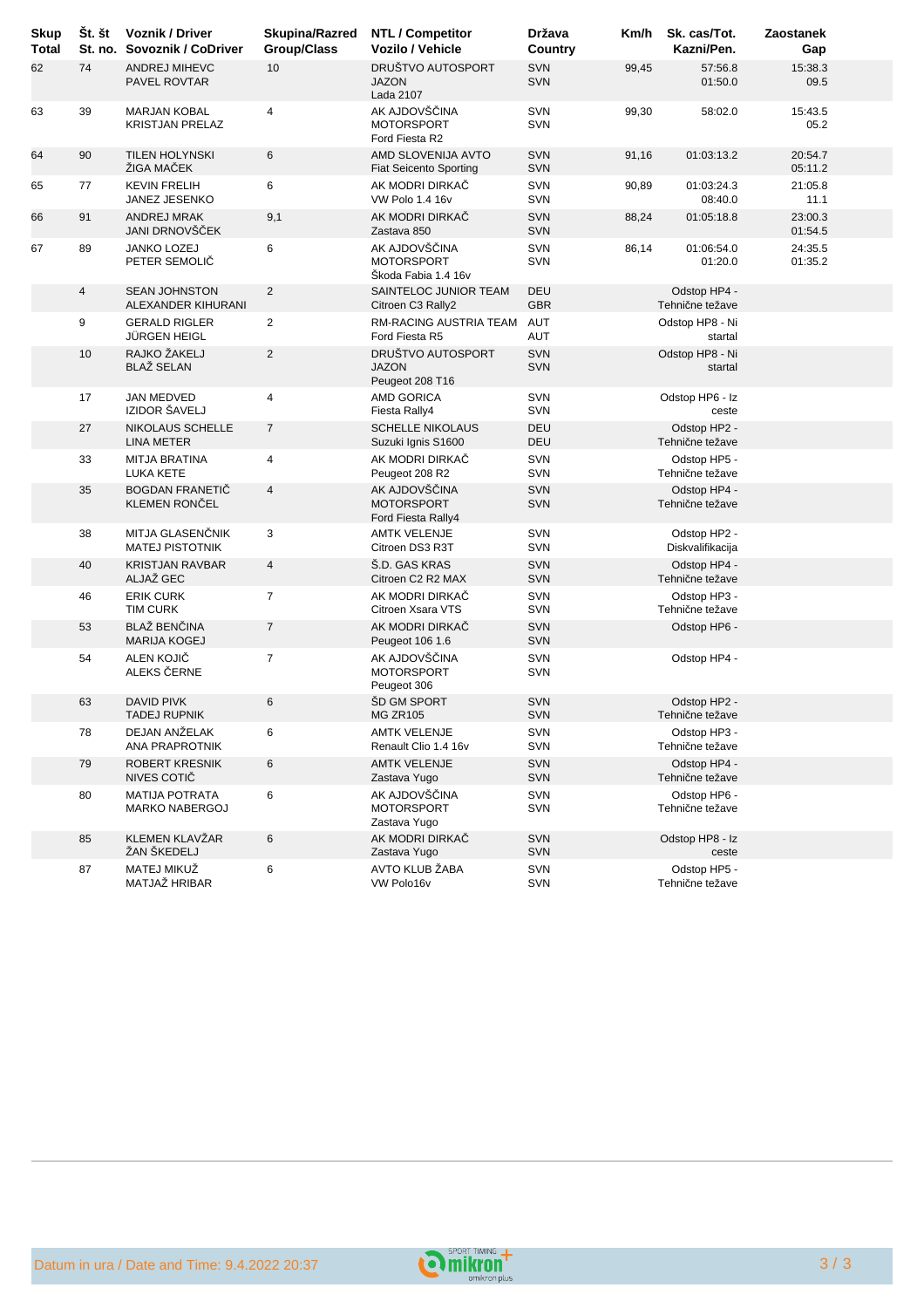| Skup Total | Št. št St. no. | Voznik / Driver Sovoznik / CoDriver | Skupina/Razred Group/Class | NTL / Competitor Vozilo / Vehicle | Država Country | Km/h | Sk. cas/Tot. Kazni/Pen. | Zaostanek Gap |
|---|---|---|---|---|---|---|---|---|
| 62 | 74 | ANDREJ MIHEVC PAVEL ROVTAR | 10 | DRUŠTVO AUTOSPORT JAZON Lada 2107 | SVN SVN | 99,45 | 57:56.8 01:50.0 | 15:38.3 09.5 |
| 63 | 39 | MARJAN KOBAL KRISTJAN PRELAZ | 4 | AK AJDOVŠČINA MOTORSPORT Ford Fiesta R2 | SVN SVN | 99,30 | 58:02.0 | 15:43.5 05.2 |
| 64 | 90 | TILEN HOLYNSKI ŽIGA MAČEK | 6 | AMD SLOVENIJA AVTO Fiat Seicento Sporting | SVN SVN | 91,16 | 01:03:13.2 | 20:54.7 05:11.2 |
| 65 | 77 | KEVIN FRELIH JANEZ JESENKO | 6 | AK MODRI DIRKAČ VW Polo 1.4 16v | SVN SVN | 90,89 | 01:03:24.3 08:40.0 | 21:05.8 11.1 |
| 66 | 91 | ANDREJ MRAK JANI DRNOVŠČEK | 9,1 | AK MODRI DIRKAČ Zastava 850 | SVN SVN | 88,24 | 01:05:18.8 | 23:00.3 01:54.5 |
| 67 | 89 | JANKO LOZEJ PETER SEMOLIČ | 6 | AK AJDOVŠČINA MOTORSPORT Škoda Fabia 1.4 16v | SVN SVN | 86,14 | 01:06:54.0 01:20.0 | 24:35.5 01:35.2 |
| | 4 | SEAN JOHNSTON ALEXANDER KIHURANI | 2 | SAINTELOC JUNIOR TEAM Citroen C3 Rally2 | DEU GBR | | Odstop HP4 - Tehnične težave | |
| | 9 | GERALD RIGLER JÜRGEN HEIGL | 2 | RM-RACING AUSTRIA TEAM Ford Fiesta R5 | AUT AUT | | Odstop HP8 - Ni startal | |
| | 10 | RAJKO ŽAKELJ BLAŽ SELAN | 2 | DRUŠTVO AUTOSPORT JAZON Peugeot 208 T16 | SVN SVN | | Odstop HP8 - Ni startal | |
| | 17 | JAN MEDVED IZIDOR ŠAVELJ | 4 | AMD GORICA Fiesta Rally4 | SVN SVN | | Odstop HP6 - Iz ceste | |
| | 27 | NIKOLAUS SCHELLE LINA METER | 7 | SCHELLE NIKOLAUS Suzuki Ignis S1600 | DEU DEU | | Odstop HP2 - Tehnične težave | |
| | 33 | MITJA BRATINA LUKA KETE | 4 | AK MODRI DIRKAČ Peugeot 208 R2 | SVN SVN | | Odstop HP5 - Tehnične težave | |
| | 35 | BOGDAN FRANETIČ KLEMEN RONČEL | 4 | AK AJDOVŠČINA MOTORSPORT Ford Fiesta Rally4 | SVN SVN | | Odstop HP4 - Tehnične težave | |
| | 38 | MITJA GLASENČNIK MATEJ PISTOTNIK | 3 | AMTK VELENJE Citroen DS3 R3T | SVN SVN | | Odstop HP2 - Diskvalifikacija | |
| | 40 | KRISTJAN RAVBAR ALJAŽ GEC | 4 | Š.D. GAS KRAS Citroen C2 R2 MAX | SVN SVN | | Odstop HP4 - Tehnične težave | |
| | 46 | ERIK CURK TIM CURK | 7 | AK MODRI DIRKAČ Citroen Xsara VTS | SVN SVN | | Odstop HP3 - Tehnične težave | |
| | 53 | BLAŽ BENČINA MARIJA KOGEJ | 7 | AK MODRI DIRKAČ Peugeot 106 1.6 | SVN SVN | | Odstop HP6 - | |
| | 54 | ALEN KOJIČ ALEKS ČERNE | 7 | AK AJDOVŠČINA MOTORSPORT Peugeot 306 | SVN SVN | | Odstop HP4 - | |
| | 63 | DAVID PIVK TADEJ RUPNIK | 6 | ŠD GM SPORT MG ZR105 | SVN SVN | | Odstop HP2 - Tehnične težave | |
| | 78 | DEJAN ANŽELAK ANA PRAPROTNIK | 6 | AMTK VELENJE Renault Clio 1.4 16v | SVN SVN | | Odstop HP3 - Tehnične težave | |
| | 79 | ROBERT KRESNIK NIVES COTIČ | 6 | AMTK VELENJE Zastava Yugo | SVN SVN | | Odstop HP4 - Tehnične težave | |
| | 80 | MATIJA POTRATA MARKO NABERGOJ | 6 | AK AJDOVŠČINA MOTORSPORT Zastava Yugo | SVN SVN | | Odstop HP6 - Tehnične težave | |
| | 85 | KLEMEN KLAVŽAR ŽAN ŠKEDELJ | 6 | AK MODRI DIRKAČ Zastava Yugo | SVN SVN | | Odstop HP8 - Iz ceste | |
| | 87 | MATEJ MIKUŽ MATJAŽ HRIBAR | 6 | AVTO KLUB ŽABA VW Polo16v | SVN SVN | | Odstop HP5 - Tehnične težave | |

Datum in ura / Date and Time: 9.4.2022 20:37